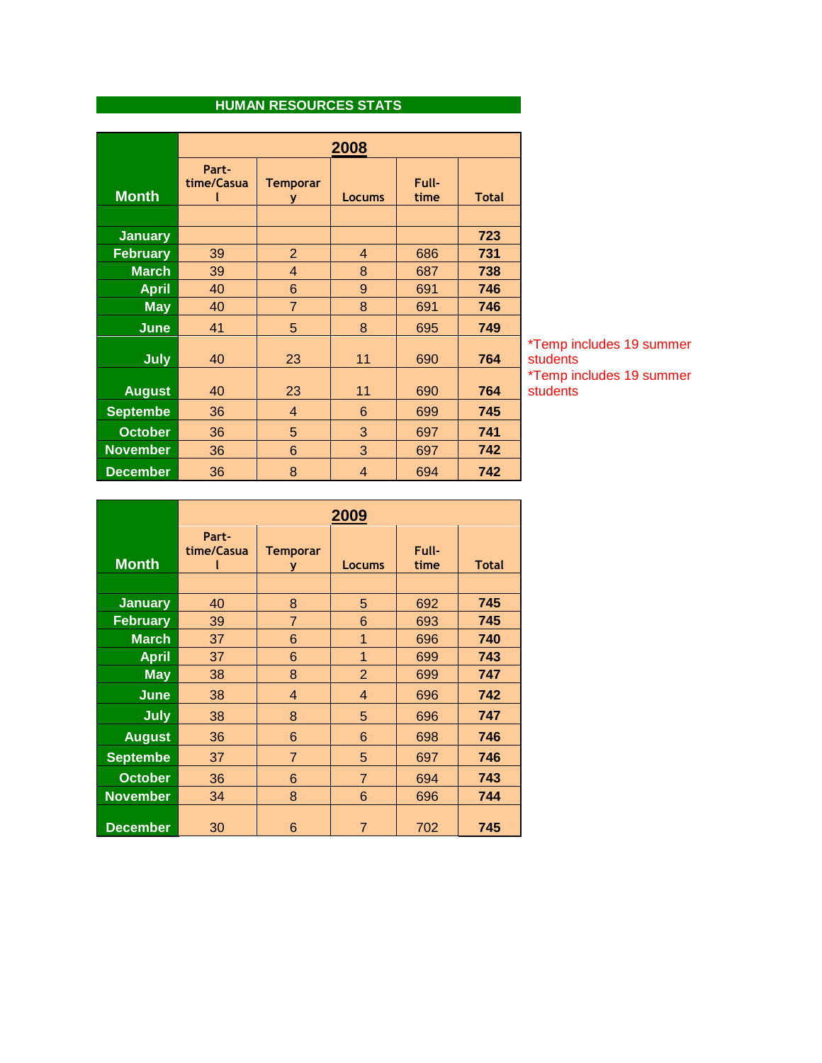## HUMAN RESOURCES STATS

| Month | 2008 | | | | |
|---|---|---|---|---|---|
| | Part-time/Casual | Temporary | Locums | Full-time | Total |
| January | | | | | **723** |
| February | 39 | 2 | 4 | 686 | **731** |
| March | 39 | 4 | 8 | 687 | **738** |
| April | 40 | 6 | 9 | 691 | **746** |
| May | 40 | 7 | 8 | 691 | **746** |
| June | 41 | 5 | 8 | 695 | **749** |
| July | 40 | 23 | 11 | 690 | **764** |
| August | 40 | 23 | 11 | 690 | **764** |
| Septembe | 36 | 4 | 6 | 699 | **745** |
| October | 36 | 5 | 3 | 697 | **741** |
| November | 36 | 6 | 3 | 697 | **742** |
| December | 36 | 8 | 4 | 694 | **742** |

*Temp includes 19 summer students (July)

*Temp includes 19 summer students (August)

| Month | 2009 | | | | |
|---|---|---|---|---|---|
| | Part-time/Casual | Temporary | Locums | Full-time | Total |
| January | 40 | 8 | 5 | 692 | **745** |
| February | 39 | 7 | 6 | 693 | **745** |
| March | 37 | 6 | 1 | 696 | **740** |
| April | 37 | 6 | 1 | 699 | **743** |
| May | 38 | 8 | 2 | 699 | **747** |
| June | 38 | 4 | 4 | 696 | **742** |
| July | 38 | 8 | 5 | 696 | **747** |
| August | 36 | 6 | 6 | 698 | **746** |
| Septembe | 37 | 7 | 5 | 697 | **746** |
| October | 36 | 6 | 7 | 694 | **743** |
| November | 34 | 8 | 6 | 696 | **744** |
| December | 30 | 6 | 7 | 702 | **745** |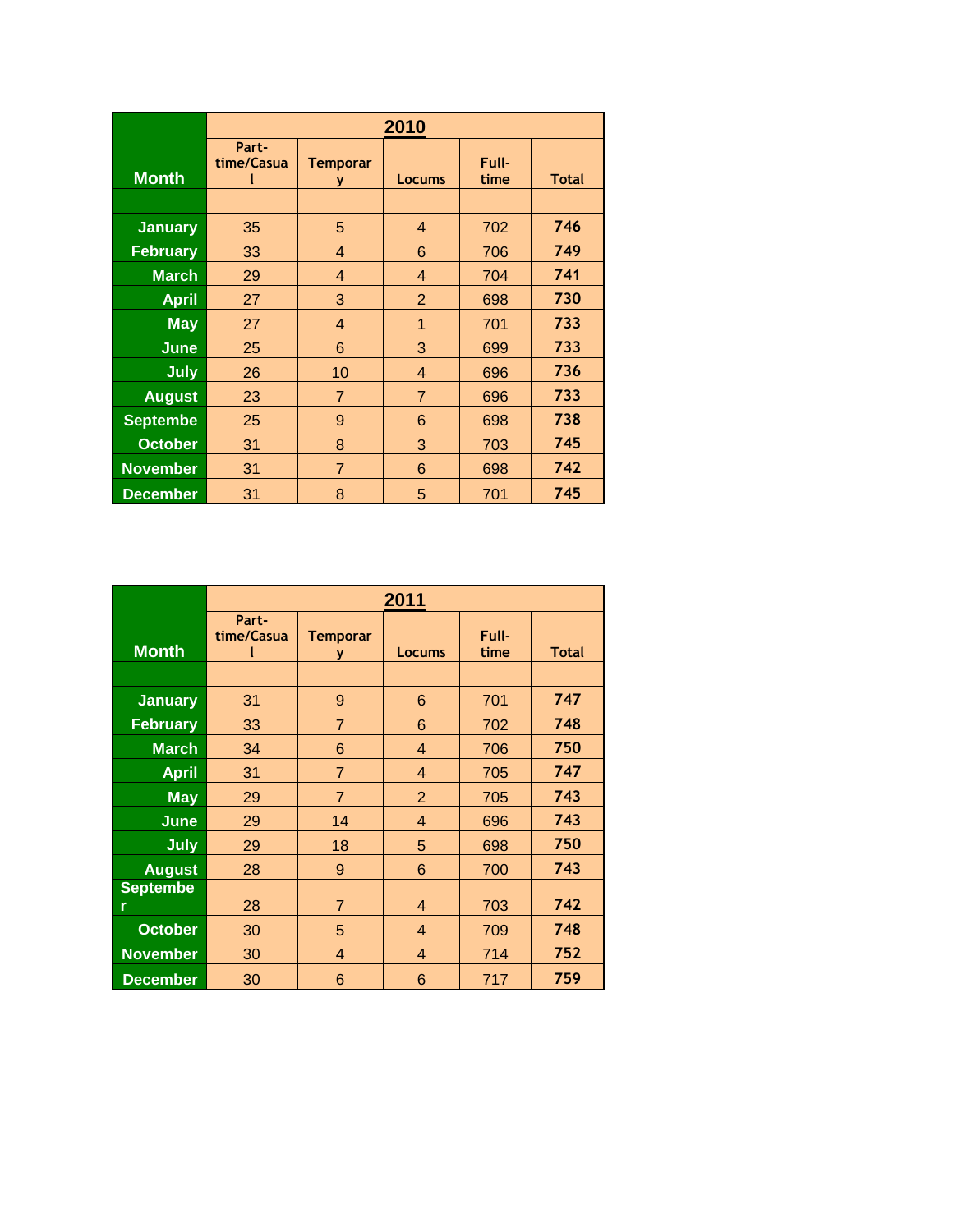| Month | 2010 | | | | |
|---|---|---|---|---|---|
| | Part-time/Casual | Temporary | Locums | Full-time | Total |
| | | | | | |
| January | 35 | 5 | 4 | 702 | **746** |
| February | 33 | 4 | 6 | 706 | **749** |
| March | 29 | 4 | 4 | 704 | **741** |
| April | 27 | 3 | 2 | 698 | **730** |
| May | 27 | 4 | 1 | 701 | **733** |
| June | 25 | 6 | 3 | 699 | **733** |
| July | 26 | 10 | 4 | 696 | **736** |
| August | 23 | 7 | 7 | 696 | **733** |
| Septembe | 25 | 9 | 6 | 698 | **738** |
| October | 31 | 8 | 3 | 703 | **745** |
| November | 31 | 7 | 6 | 698 | **742** |
| December | 31 | 8 | 5 | 701 | **745** |

| Month | 2011 | | | | |
|---|---|---|---|---|---|
| | Part-time/Casual | Temporary | Locums | Full-time | Total |
| | | | | | |
| January | 31 | 9 | 6 | 701 | **747** |
| February | 33 | 7 | 6 | 702 | **748** |
| March | 34 | 6 | 4 | 706 | **750** |
| April | 31 | 7 | 4 | 705 | **747** |
| May | 29 | 7 | 2 | 705 | **743** |
| June | 29 | 14 | 4 | 696 | **743** |
| July | 29 | 18 | 5 | 698 | **750** |
| August | 28 | 9 | 6 | 700 | **743** |
| September | 28 | 7 | 4 | 703 | **742** |
| October | 30 | 5 | 4 | 709 | **748** |
| November | 30 | 4 | 4 | 714 | **752** |
| December | 30 | 6 | 6 | 717 | **759** |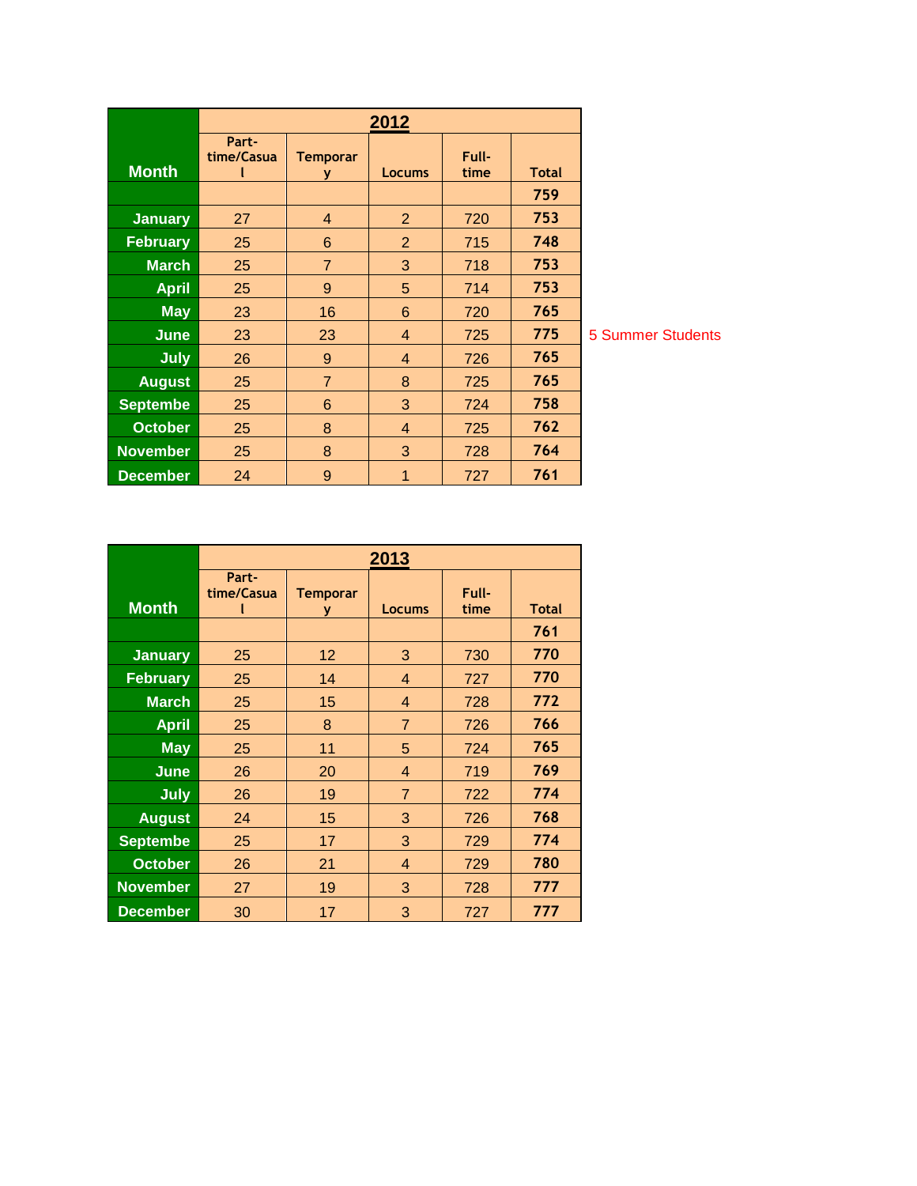| Month | 2012 | | | | |
|---|---|---|---|---|---|
| | Part-time/Casual | Temporary | Locums | Full-time | Total |
| | | | | | **759** |
| January | 27 | 4 | 2 | 720 | **753** |
| February | 25 | 6 | 2 | 715 | **748** |
| March | 25 | 7 | 3 | 718 | **753** |
| April | 25 | 9 | 5 | 714 | **753** |
| May | 23 | 16 | 6 | 720 | **765** |
| June | 23 | 23 | 4 | 725 | **775** |
| July | 26 | 9 | 4 | 726 | **765** |
| August | 25 | 7 | 8 | 725 | **765** |
| Septembe | 25 | 6 | 3 | 724 | **758** |
| October | 25 | 8 | 4 | 725 | **762** |
| November | 25 | 8 | 3 | 728 | **764** |
| December | 24 | 9 | 1 | 727 | **761** |

5 Summer Students (June)

| Month | 2013 | | | | |
|---|---|---|---|---|---|
| | Part-time/Casual | Temporary | Locums | Full-time | Total |
| | | | | | **761** |
| January | 25 | 12 | 3 | 730 | **770** |
| February | 25 | 14 | 4 | 727 | **770** |
| March | 25 | 15 | 4 | 728 | **772** |
| April | 25 | 8 | 7 | 726 | **766** |
| May | 25 | 11 | 5 | 724 | **765** |
| June | 26 | 20 | 4 | 719 | **769** |
| July | 26 | 19 | 7 | 722 | **774** |
| August | 24 | 15 | 3 | 726 | **768** |
| Septembe | 25 | 17 | 3 | 729 | **774** |
| October | 26 | 21 | 4 | 729 | **780** |
| November | 27 | 19 | 3 | 728 | **777** |
| December | 30 | 17 | 3 | 727 | **777** |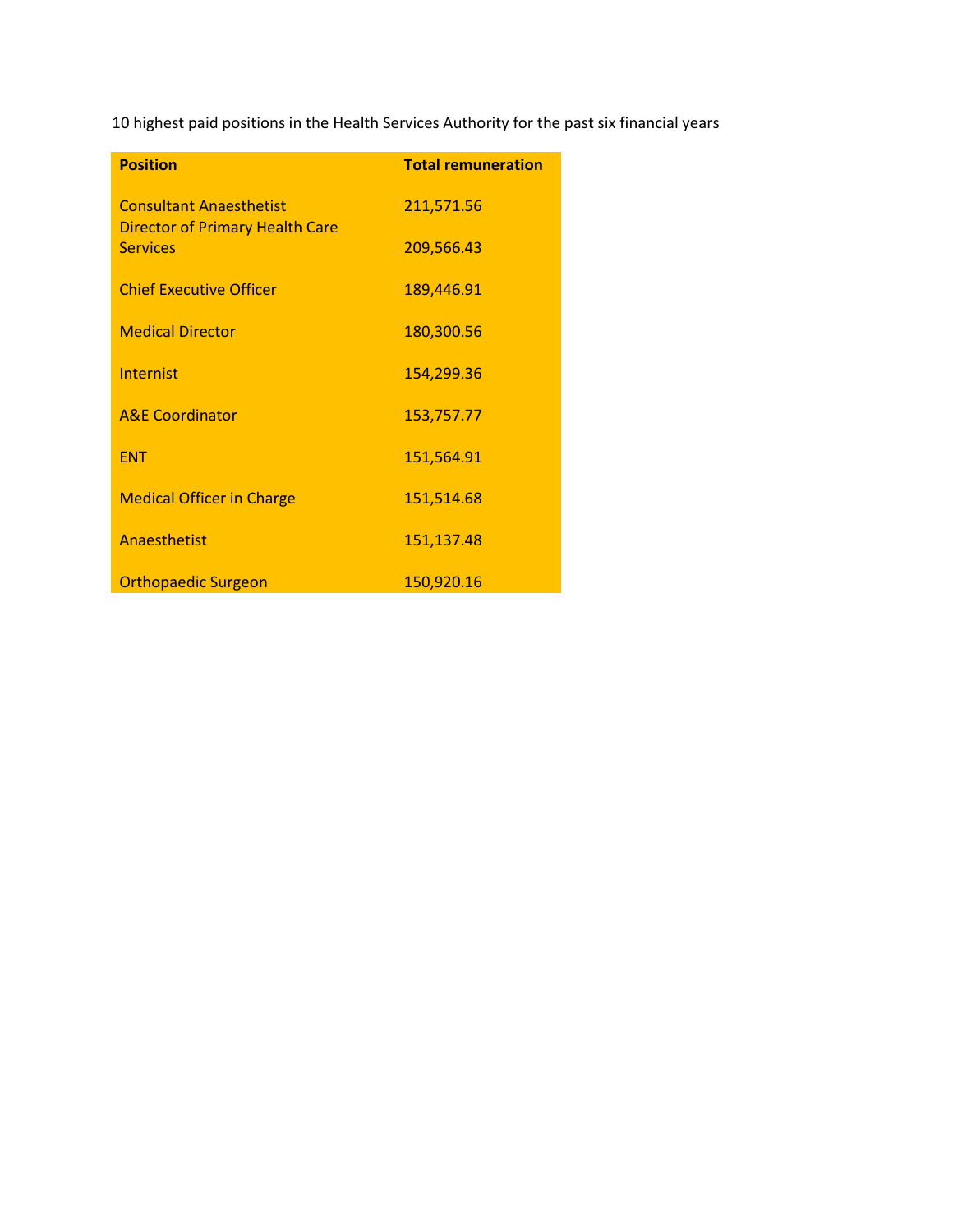10 highest paid positions in the Health Services Authority for the past six financial years

| Position | Total remuneration |
|---|---|
| Consultant Anaesthetist | 211,571.56 |
| Director of Primary Health Care Services | 209,566.43 |
| Chief Executive Officer | 189,446.91 |
| Medical Director | 180,300.56 |
| Internist | 154,299.36 |
| A&E Coordinator | 153,757.77 |
| ENT | 151,564.91 |
| Medical Officer in Charge | 151,514.68 |
| Anaesthetist | 151,137.48 |
| Orthopaedic Surgeon | 150,920.16 |